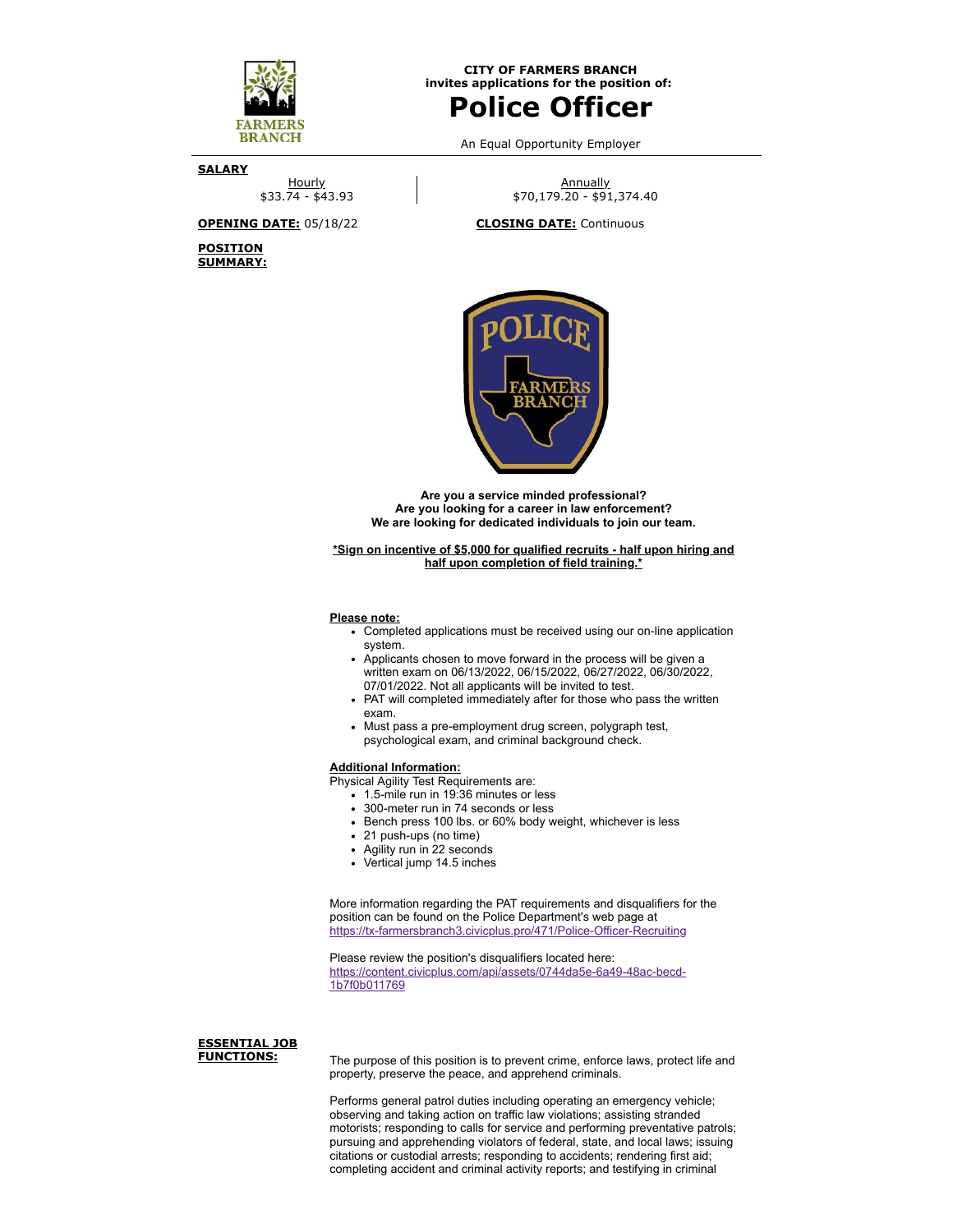**CITY OF FARMERS BRANCH**
**invites applications for the position of:**

# Police Officer

An Equal Opportunity Employer

**SALARY**

| Hourly | Annually |
| --- | --- |
| $33.74 - $43.93 | $70,179.20 - $91,374.40 |

**OPENING DATE:** 05/18/22

**CLOSING DATE:** Continuous

**POSITION SUMMARY:**

**Are you a service minded professional?**
**Are you looking for a career in law enforcement?**
**We are looking for dedicated individuals to join our team.**

**\*Sign on incentive of $5,000 for qualified recruits - half upon hiring and half upon completion of field training.\***

**Please note:**

- Completed applications must be received using our on-line application system.
- Applicants chosen to move forward in the process will be given a written exam on 06/13/2022, 06/15/2022, 06/27/2022, 06/30/2022, 07/01/2022. Not all applicants will be invited to test.
- PAT will completed immediately after for those who pass the written exam.
- Must pass a pre-employment drug screen, polygraph test, psychological exam, and criminal background check.

**Additional Information:**

Physical Agility Test Requirements are:

- 1.5-mile run in 19:36 minutes or less
- 300-meter run in 74 seconds or less
- Bench press 100 lbs. or 60% body weight, whichever is less
- 21 push-ups (no time)
- Agility run in 22 seconds
- Vertical jump 14.5 inches

More information regarding the PAT requirements and disqualifiers for the position can be found on the Police Department's web page at https://tx-farmersbranch3.civicplus.pro/471/Police-Officer-Recruiting

Please review the position's disqualifiers located here: https://content.civicplus.com/api/assets/0744da5e-6a49-48ac-becd-1b7f0b011769

**ESSENTIAL JOB FUNCTIONS:**

The purpose of this position is to prevent crime, enforce laws, protect life and property, preserve the peace, and apprehend criminals.

Performs general patrol duties including operating an emergency vehicle; observing and taking action on traffic law violations; assisting stranded motorists; responding to calls for service and performing preventative patrols; pursuing and apprehending violators of federal, state, and local laws; issuing citations or custodial arrests; responding to accidents; rendering first aid; completing accident and criminal activity reports; and testifying in criminal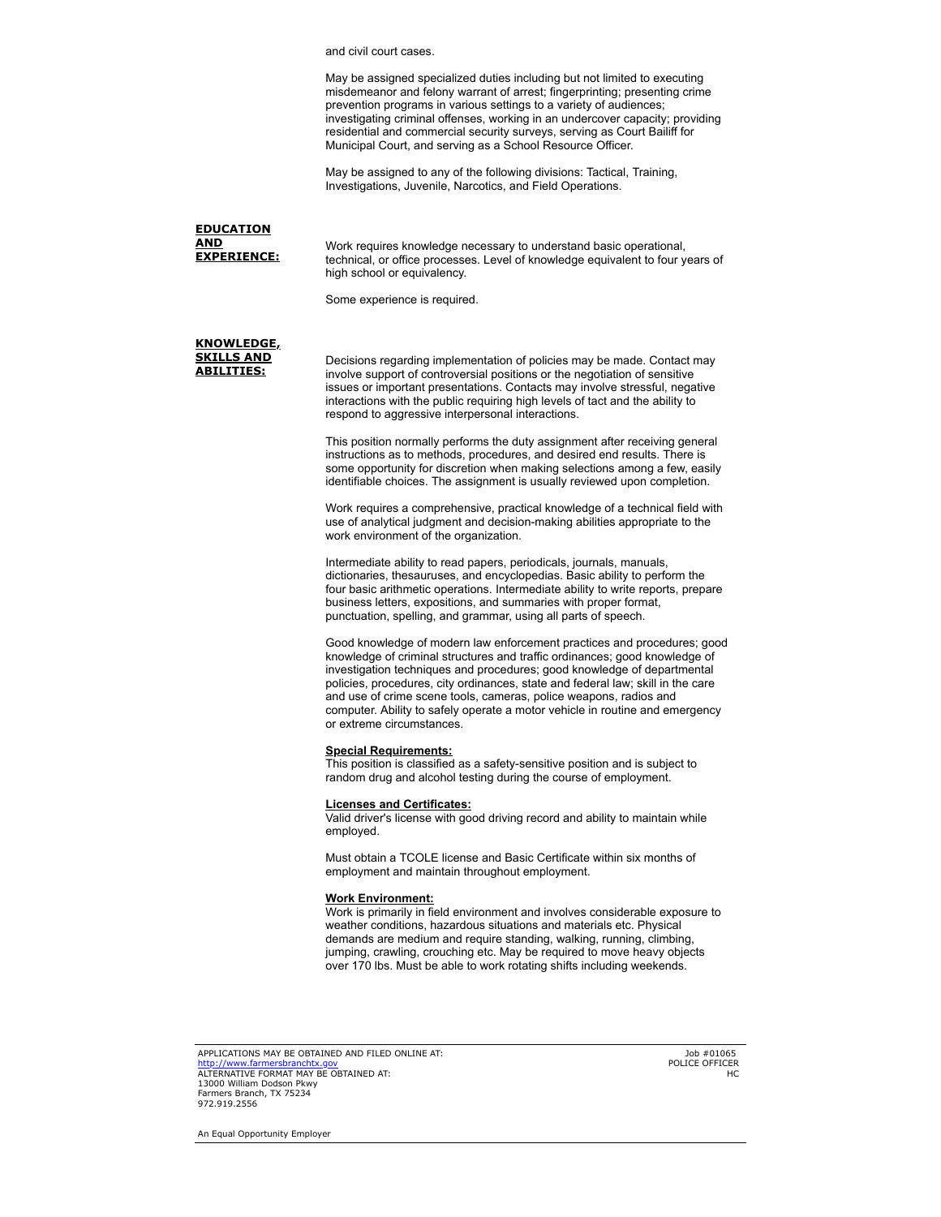and civil court cases.

May be assigned specialized duties including but not limited to executing misdemeanor and felony warrant of arrest; fingerprinting; presenting crime prevention programs in various settings to a variety of audiences; investigating criminal offenses, working in an undercover capacity; providing residential and commercial security surveys, serving as Court Bailiff for Municipal Court, and serving as a School Resource Officer.

May be assigned to any of the following divisions: Tactical, Training, Investigations, Juvenile, Narcotics, and Field Operations.

**EDUCATION AND EXPERIENCE:**

Work requires knowledge necessary to understand basic operational, technical, or office processes. Level of knowledge equivalent to four years of high school or equivalency.

Some experience is required.

**KNOWLEDGE, SKILLS AND ABILITIES:**

Decisions regarding implementation of policies may be made. Contact may involve support of controversial positions or the negotiation of sensitive issues or important presentations. Contacts may involve stressful, negative interactions with the public requiring high levels of tact and the ability to respond to aggressive interpersonal interactions.

This position normally performs the duty assignment after receiving general instructions as to methods, procedures, and desired end results. There is some opportunity for discretion when making selections among a few, easily identifiable choices. The assignment is usually reviewed upon completion.

Work requires a comprehensive, practical knowledge of a technical field with use of analytical judgment and decision-making abilities appropriate to the work environment of the organization.

Intermediate ability to read papers, periodicals, journals, manuals, dictionaries, thesauruses, and encyclopedias. Basic ability to perform the four basic arithmetic operations. Intermediate ability to write reports, prepare business letters, expositions, and summaries with proper format, punctuation, spelling, and grammar, using all parts of speech.

Good knowledge of modern law enforcement practices and procedures; good knowledge of criminal structures and traffic ordinances; good knowledge of investigation techniques and procedures; good knowledge of departmental policies, procedures, city ordinances, state and federal law; skill in the care and use of crime scene tools, cameras, police weapons, radios and computer. Ability to safely operate a motor vehicle in routine and emergency or extreme circumstances.

**Special Requirements:**
This position is classified as a safety-sensitive position and is subject to random drug and alcohol testing during the course of employment.

**Licenses and Certificates:**
Valid driver's license with good driving record and ability to maintain while employed.

Must obtain a TCOLE license and Basic Certificate within six months of employment and maintain throughout employment.

**Work Environment:**
Work is primarily in field environment and involves considerable exposure to weather conditions, hazardous situations and materials etc. Physical demands are medium and require standing, walking, running, climbing, jumping, crawling, crouching etc. May be required to move heavy objects over 170 lbs. Must be able to work rotating shifts including weekends.

APPLICATIONS MAY BE OBTAINED AND FILED ONLINE AT:
http://www.farmersbranchtx.gov
ALTERNATIVE FORMAT MAY BE OBTAINED AT:
13000 William Dodson Pkwy
Farmers Branch, TX 75234
972.919.2556

Job #01065
POLICE OFFICER
HC

An Equal Opportunity Employer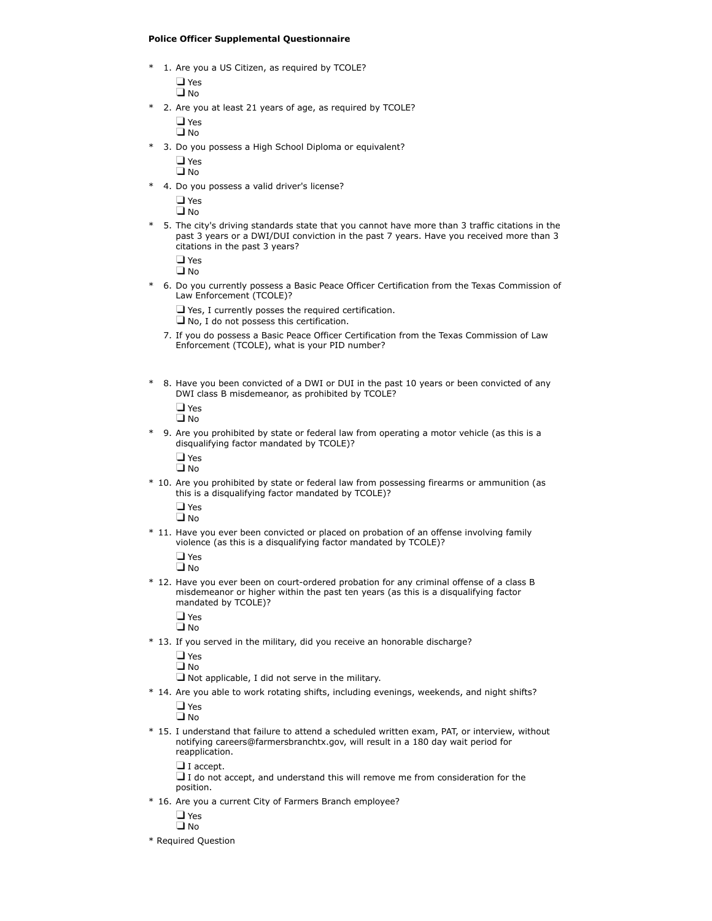**Police Officer Supplemental Questionnaire**

\* 1. Are you a US Citizen, as required by TCOLE?

- ❑ Yes
- ❑ No

\* 2. Are you at least 21 years of age, as required by TCOLE?

- ❑ Yes
- ❑ No

\* 3. Do you possess a High School Diploma or equivalent?

- ❑ Yes
- ❑ No

\* 4. Do you possess a valid driver's license?

- ❑ Yes
- ❑ No

\* 5. The city's driving standards state that you cannot have more than 3 traffic citations in the past 3 years or a DWI/DUI conviction in the past 7 years. Have you received more than 3 citations in the past 3 years?

- ❑ Yes
- ❑ No

\* 6. Do you currently possess a Basic Peace Officer Certification from the Texas Commission of Law Enforcement (TCOLE)?

- ❑ Yes, I currently posses the required certification.
- ❑ No, I do not possess this certification.

7. If you do possess a Basic Peace Officer Certification from the Texas Commission of Law Enforcement (TCOLE), what is your PID number?

\* 8. Have you been convicted of a DWI or DUI in the past 10 years or been convicted of any DWI class B misdemeanor, as prohibited by TCOLE?

- ❑ Yes
- ❑ No

\* 9. Are you prohibited by state or federal law from operating a motor vehicle (as this is a disqualifying factor mandated by TCOLE)?

- ❑ Yes
- ❑ No

\* 10. Are you prohibited by state or federal law from possessing firearms or ammunition (as this is a disqualifying factor mandated by TCOLE)?

- ❑ Yes
- ❑ No

\* 11. Have you ever been convicted or placed on probation of an offense involving family violence (as this is a disqualifying factor mandated by TCOLE)?

- ❑ Yes
- ❑ No

\* 12. Have you ever been on court-ordered probation for any criminal offense of a class B misdemeanor or higher within the past ten years (as this is a disqualifying factor mandated by TCOLE)?

- ❑ Yes
- ❑ No

\* 13. If you served in the military, did you receive an honorable discharge?

- ❑ Yes
- ❑ No
- ❑ Not applicable, I did not serve in the military.

\* 14. Are you able to work rotating shifts, including evenings, weekends, and night shifts?

- ❑ Yes
- ❑ No

\* 15. I understand that failure to attend a scheduled written exam, PAT, or interview, without notifying careers@farmersbranchtx.gov, will result in a 180 day wait period for reapplication.

- ❑ I accept.
- ❑ I do not accept, and understand this will remove me from consideration for the position.

\* 16. Are you a current City of Farmers Branch employee?

- ❑ Yes
- ❑ No

\* Required Question